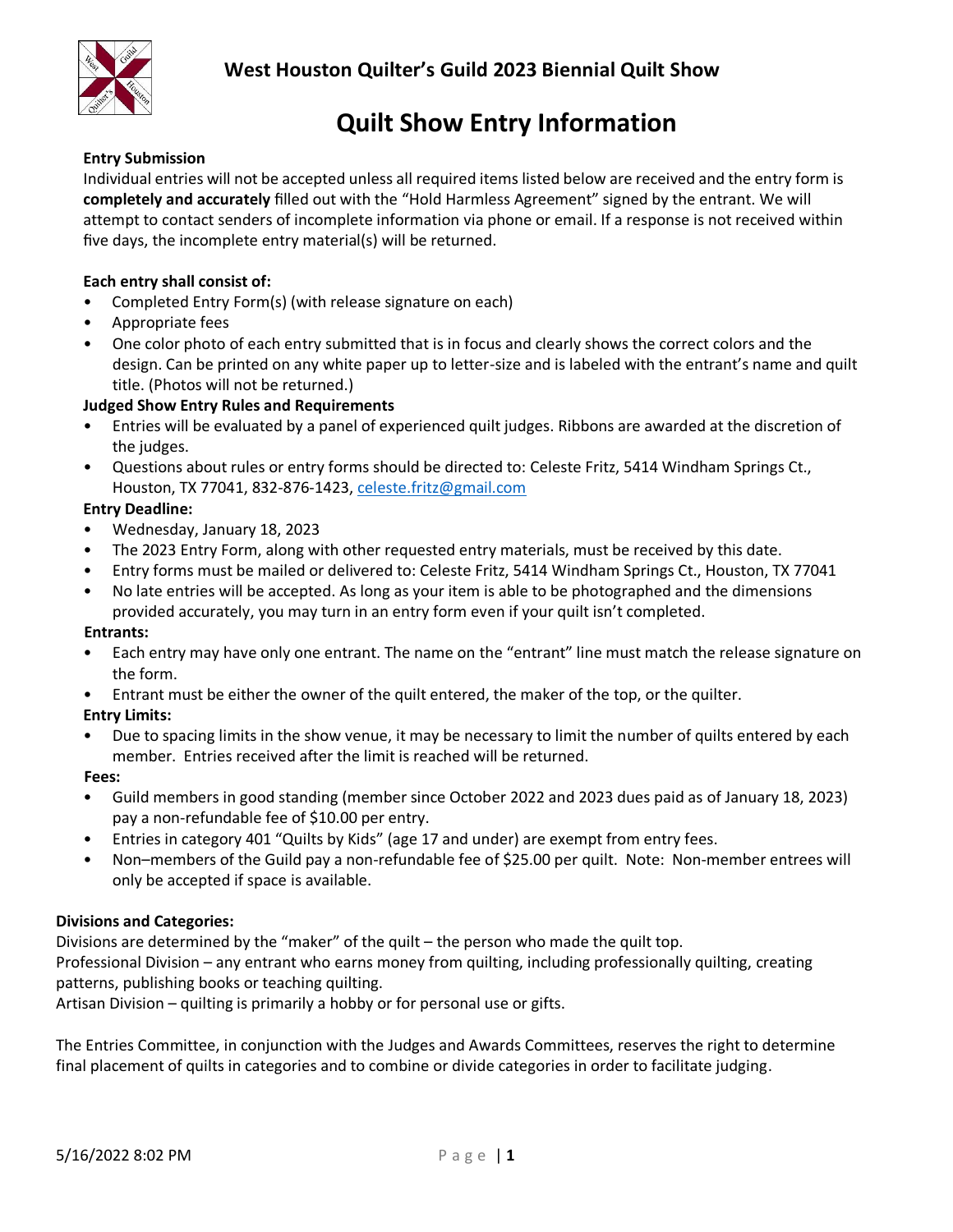# West Houston Quilter's Guild 2023 Biennial Quilt Show

## Quilt Show Entry Information

### Entry Submission

Individual entries will not be accepted unless all required items listed below are received and the entry form is **completely and accurately** filled out with the "Hold Harmless Agreement" signed by the entrant. We will attempt to contact senders of incomplete information via phone or email. If a response is not received within five days, the incomplete entry material(s) will be returned.

### Each entry shall consist of:

- Completed Entry Form(s) (with release signature on each)
- Appropriate fees
- One color photo of each entry submitted that is in focus and clearly shows the correct colors and the design. Can be printed on any white paper up to letter-size and is labeled with the entrant's name and quilt title. (Photos will not be returned.)

### Judged Show Entry Rules and Requirements

- Entries will be evaluated by a panel of experienced quilt judges. Ribbons are awarded at the discretion of the judges.
- Questions about rules or entry forms should be directed to: Celeste Fritz, 5414 Windham Springs Ct., Houston, TX 77041, 832-876-1423, celeste.fritz@gmail.com

### Entry Deadline:

- Wednesday, January 18, 2023
- The 2023 Entry Form, along with other requested entry materials, must be received by this date.
- Entry forms must be mailed or delivered to: Celeste Fritz, 5414 Windham Springs Ct., Houston, TX 77041
- No late entries will be accepted. As long as your item is able to be photographed and the dimensions provided accurately, you may turn in an entry form even if your quilt isn't completed.

### Entrants:

- Each entry may have only one entrant. The name on the "entrant" line must match the release signature on the form.
- Entrant must be either the owner of the quilt entered, the maker of the top, or the quilter.

### Entry Limits:

- Due to spacing limits in the show venue, it may be necessary to limit the number of quilts entered by each member. Entries received after the limit is reached will be returned.

### Fees:

- Guild members in good standing (member since October 2022 and 2023 dues paid as of January 18, 2023) pay a non-refundable fee of $10.00 per entry.
- Entries in category 401 "Quilts by Kids" (age 17 and under) are exempt from entry fees.
- Non–members of the Guild pay a non-refundable fee of $25.00 per quilt. Note: Non-member entrees will only be accepted if space is available.

### Divisions and Categories:

Divisions are determined by the "maker" of the quilt – the person who made the quilt top.

Professional Division – any entrant who earns money from quilting, including professionally quilting, creating patterns, publishing books or teaching quilting.

Artisan Division – quilting is primarily a hobby or for personal use or gifts.

The Entries Committee, in conjunction with the Judges and Awards Committees, reserves the right to determine final placement of quilts in categories and to combine or divide categories in order to facilitate judging.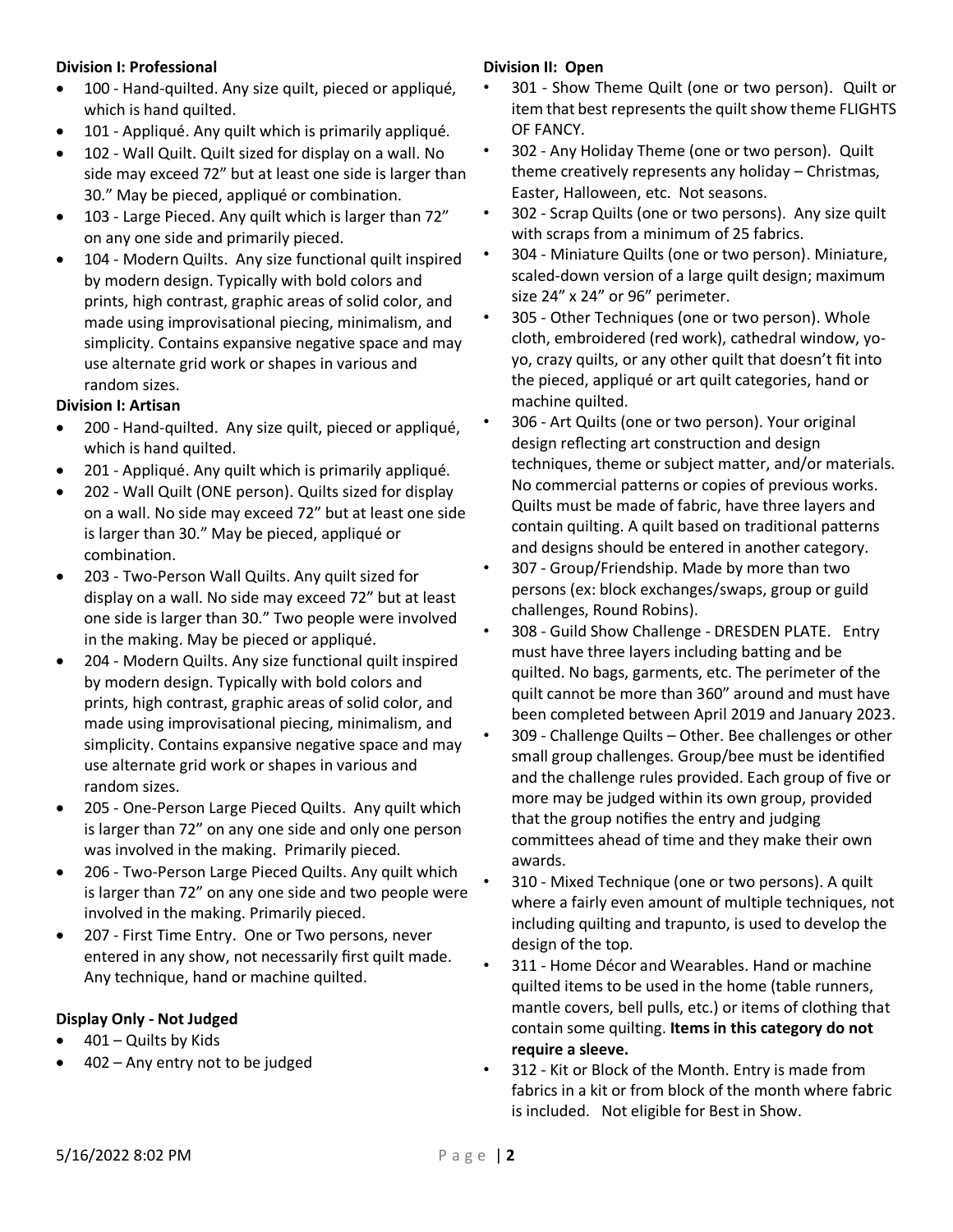**Division I: Professional**

- 100 - Hand-quilted. Any size quilt, pieced or appliqué, which is hand quilted.
- 101 - Appliqué. Any quilt which is primarily appliqué.
- 102 - Wall Quilt. Quilt sized for display on a wall. No side may exceed 72" but at least one side is larger than 30." May be pieced, appliqué or combination.
- 103 - Large Pieced. Any quilt which is larger than 72" on any one side and primarily pieced.
- 104 - Modern Quilts. Any size functional quilt inspired by modern design. Typically with bold colors and prints, high contrast, graphic areas of solid color, and made using improvisational piecing, minimalism, and simplicity. Contains expansive negative space and may use alternate grid work or shapes in various and random sizes.

**Division I: Artisan**

- 200 - Hand-quilted. Any size quilt, pieced or appliqué, which is hand quilted.
- 201 - Appliqué. Any quilt which is primarily appliqué.
- 202 - Wall Quilt (ONE person). Quilts sized for display on a wall. No side may exceed 72" but at least one side is larger than 30." May be pieced, appliqué or combination.
- 203 - Two-Person Wall Quilts. Any quilt sized for display on a wall. No side may exceed 72" but at least one side is larger than 30." Two people were involved in the making. May be pieced or appliqué.
- 204 - Modern Quilts. Any size functional quilt inspired by modern design. Typically with bold colors and prints, high contrast, graphic areas of solid color, and made using improvisational piecing, minimalism, and simplicity. Contains expansive negative space and may use alternate grid work or shapes in various and random sizes.
- 205 - One-Person Large Pieced Quilts. Any quilt which is larger than 72" on any one side and only one person was involved in the making. Primarily pieced.
- 206 - Two-Person Large Pieced Quilts. Any quilt which is larger than 72" on any one side and two people were involved in the making. Primarily pieced.
- 207 - First Time Entry. One or Two persons, never entered in any show, not necessarily first quilt made. Any technique, hand or machine quilted.

**Display Only - Not Judged**

- 401 – Quilts by Kids
- 402 – Any entry not to be judged

**Division II: Open**

- 301 - Show Theme Quilt (one or two person). Quilt or item that best represents the quilt show theme FLIGHTS OF FANCY.
- 302 - Any Holiday Theme (one or two person). Quilt theme creatively represents any holiday – Christmas, Easter, Halloween, etc. Not seasons.
- 302 - Scrap Quilts (one or two persons). Any size quilt with scraps from a minimum of 25 fabrics.
- 304 - Miniature Quilts (one or two person). Miniature, scaled-down version of a large quilt design; maximum size 24" x 24" or 96" perimeter.
- 305 - Other Techniques (one or two person). Whole cloth, embroidered (red work), cathedral window, yo-yo, crazy quilts, or any other quilt that doesn't fit into the pieced, appliqué or art quilt categories, hand or machine quilted.
- 306 - Art Quilts (one or two person). Your original design reflecting art construction and design techniques, theme or subject matter, and/or materials. No commercial patterns or copies of previous works. Quilts must be made of fabric, have three layers and contain quilting. A quilt based on traditional patterns and designs should be entered in another category.
- 307 - Group/Friendship. Made by more than two persons (ex: block exchanges/swaps, group or guild challenges, Round Robins).
- 308 - Guild Show Challenge - DRESDEN PLATE. Entry must have three layers including batting and be quilted. No bags, garments, etc. The perimeter of the quilt cannot be more than 360" around and must have been completed between April 2019 and January 2023.
- 309 - Challenge Quilts – Other. Bee challenges or other small group challenges. Group/bee must be identified and the challenge rules provided. Each group of five or more may be judged within its own group, provided that the group notifies the entry and judging committees ahead of time and they make their own awards.
- 310 - Mixed Technique (one or two persons). A quilt where a fairly even amount of multiple techniques, not including quilting and trapunto, is used to develop the design of the top.
- 311 - Home Décor and Wearables. Hand or machine quilted items to be used in the home (table runners, mantle covers, bell pulls, etc.) or items of clothing that contain some quilting. **Items in this category do not require a sleeve.**
- 312 - Kit or Block of the Month. Entry is made from fabrics in a kit or from block of the month where fabric is included. Not eligible for Best in Show.

5/16/2022 8:02 PM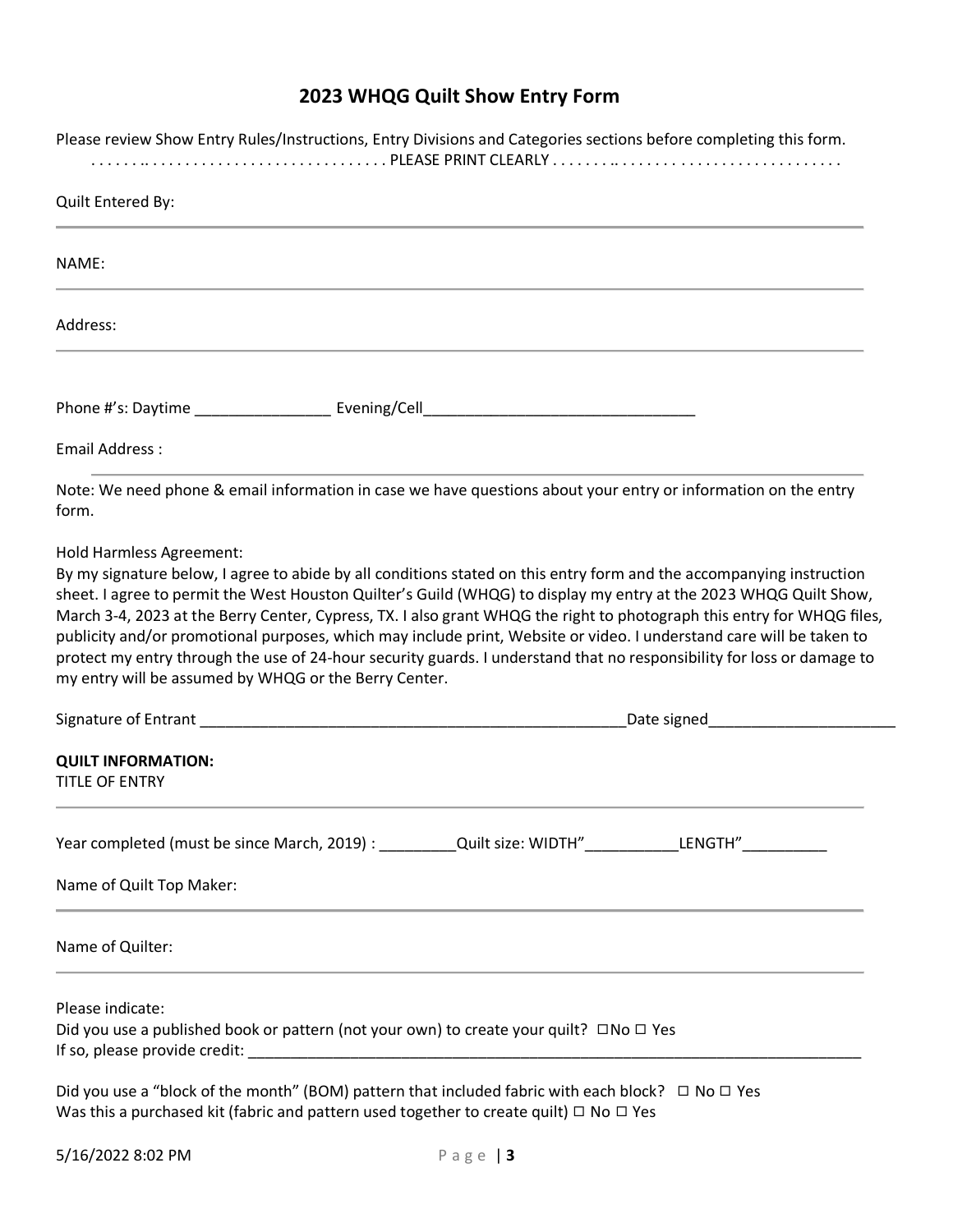## 2023 WHQG Quilt Show Entry Form

Please review Show Entry Rules/Instructions, Entry Divisions and Categories sections before completing this form.

. . . . . . . . . . . . . . . . . . . . . . . . . . . . . . . . . . . . . PLEASE PRINT CLEARLY . . . . . . . . . . . . . . . . . . . . . . . . . . . . . . . . . . . .

Quilt Entered By:

---

NAME:

---

Address:

---

Phone #'s: Daytime ________________ Evening/Cell________________________________

Email Address :

---

Note: We need phone & email information in case we have questions about your entry or information on the entry form.

Hold Harmless Agreement:
By my signature below, I agree to abide by all conditions stated on this entry form and the accompanying instruction sheet. I agree to permit the West Houston Quilter's Guild (WHQG) to display my entry at the 2023 WHQG Quilt Show, March 3-4, 2023 at the Berry Center, Cypress, TX. I also grant WHQG the right to photograph this entry for WHQG files, publicity and/or promotional purposes, which may include print, Website or video. I understand care will be taken to protect my entry through the use of 24-hour security guards. I understand that no responsibility for loss or damage to my entry will be assumed by WHQG or the Berry Center.

Signature of Entrant ___________________________________________________Date signed______________________

**QUILT INFORMATION:**
TITLE OF ENTRY

---

Year completed (must be since March, 2019) : _________Quilt size: WIDTH"___________LENGTH"__________

Name of Quilt Top Maker:

---

Name of Quilter:

---

Please indicate:
Did you use a published book or pattern (not your own) to create your quilt? ☐No ☐ Yes
If so, please provide credit: ___________________________________________________________________________

Did you use a "block of the month" (BOM) pattern that included fabric with each block? ☐ No ☐ Yes
Was this a purchased kit (fabric and pattern used together to create quilt) ☐ No ☐ Yes

5/16/2022 8:02 PM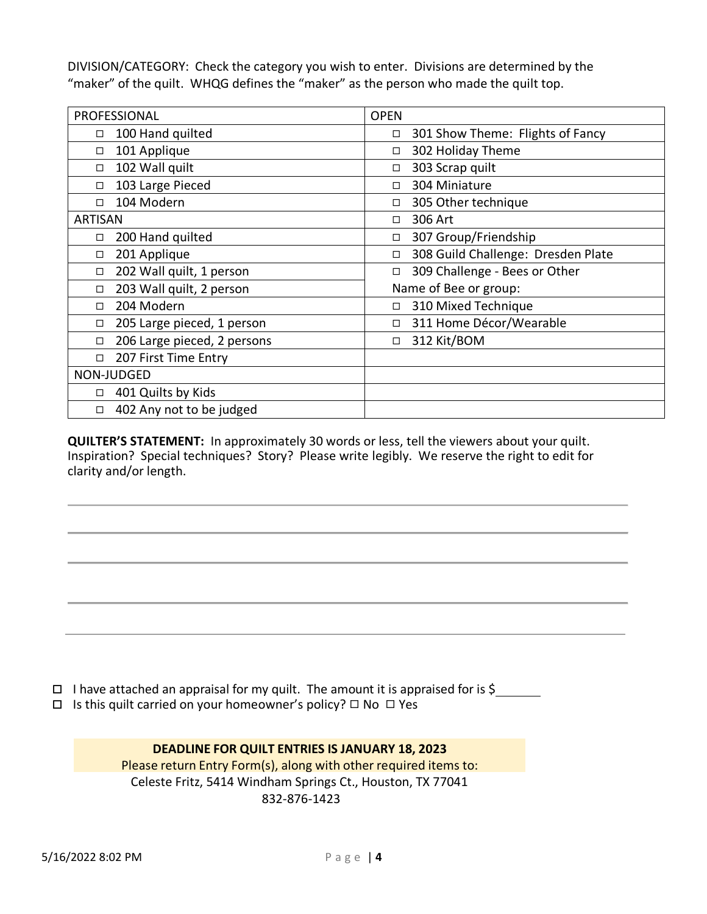DIVISION/CATEGORY: Check the category you wish to enter. Divisions are determined by the "maker" of the quilt. WHQG defines the "maker" as the person who made the quilt top.

| PROFESSIONAL | OPEN |
|---|---|
| □ 100 Hand quilted | □ 301 Show Theme: Flights of Fancy |
| □ 101 Applique | □ 302 Holiday Theme |
| □ 102 Wall quilt | □ 303 Scrap quilt |
| □ 103 Large Pieced | □ 304 Miniature |
| □ 104 Modern | □ 305 Other technique |
| ARTISAN | □ 306 Art |
| □ 200 Hand quilted | □ 307 Group/Friendship |
| □ 201 Applique | □ 308 Guild Challenge: Dresden Plate |
| □ 202 Wall quilt, 1 person | □ 309 Challenge - Bees or Other Name of Bee or group: |
| □ 203 Wall quilt, 2 person | |
| □ 204 Modern | □ 310 Mixed Technique |
| □ 205 Large pieced, 1 person | □ 311 Home Décor/Wearable |
| □ 206 Large pieced, 2 persons | □ 312 Kit/BOM |
| □ 207 First Time Entry | |
| NON-JUDGED | |
| □ 401 Quilts by Kids | |
| □ 402 Any not to be judged | |

**QUILTER'S STATEMENT:** In approximately 30 words or less, tell the viewers about your quilt. Inspiration? Special techniques? Story? Please write legibly. We reserve the right to edit for clarity and/or length.

______________________________________________________________________

______________________________________________________________________

______________________________________________________________________

______________________________________________________________________

______________________________________________________________________

☐ I have attached an appraisal for my quilt. The amount it is appraised for is $_______

☐ Is this quilt carried on your homeowner's policy? ☐ No ☐ Yes

**DEADLINE FOR QUILT ENTRIES IS JANUARY 18, 2023**

Please return Entry Form(s), along with other required items to:

Celeste Fritz, 5414 Windham Springs Ct., Houston, TX 77041

832-876-1423

5/16/2022 8:02 PM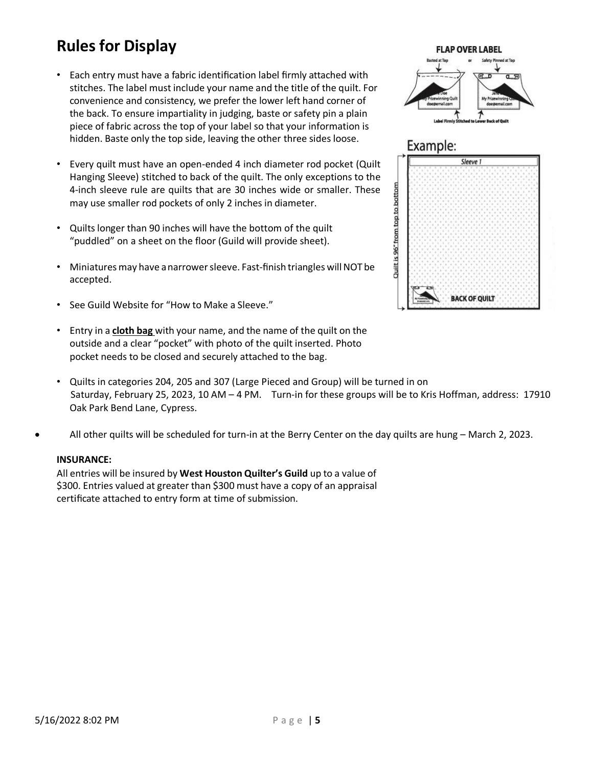## Rules for Display

- Each entry must have a fabric identification label firmly attached with stitches. The label must include your name and the title of the quilt. For convenience and consistency, we prefer the lower left hand corner of the back. To ensure impartiality in judging, baste or safety pin a plain piece of fabric across the top of your label so that your information is hidden. Baste only the top side, leaving the other three sides loose.
- Every quilt must have an open-ended 4 inch diameter rod pocket (Quilt Hanging Sleeve) stitched to back of the quilt. The only exceptions to the 4-inch sleeve rule are quilts that are 30 inches wide or smaller. These may use smaller rod pockets of only 2 inches in diameter.
- Quilts longer than 90 inches will have the bottom of the quilt "puddled" on a sheet on the floor (Guild will provide sheet).
- Miniatures may have a narrower sleeve. Fast-finish triangles will NOT be accepted.
- See Guild Website for "How to Make a Sleeve."
- Entry in a **cloth bag** with your name, and the name of the quilt on the outside and a clear "pocket" with photo of the quilt inserted. Photo pocket needs to be closed and securely attached to the bag.
- Quilts in categories 204, 205 and 307 (Large Pieced and Group) will be turned in on Saturday, February 25, 2023, 10 AM – 4 PM. Turn-in for these groups will be to Kris Hoffman, address: 17910 Oak Park Bend Lane, Cypress.
- All other quilts will be scheduled for turn-in at the Berry Center on the day quilts are hung – March 2, 2023.

**INSURANCE:**
All entries will be insured by **West Houston Quilter's Guild** up to a value of $300. Entries valued at greater than $300 must have a copy of an appraisal certificate attached to entry form at time of submission.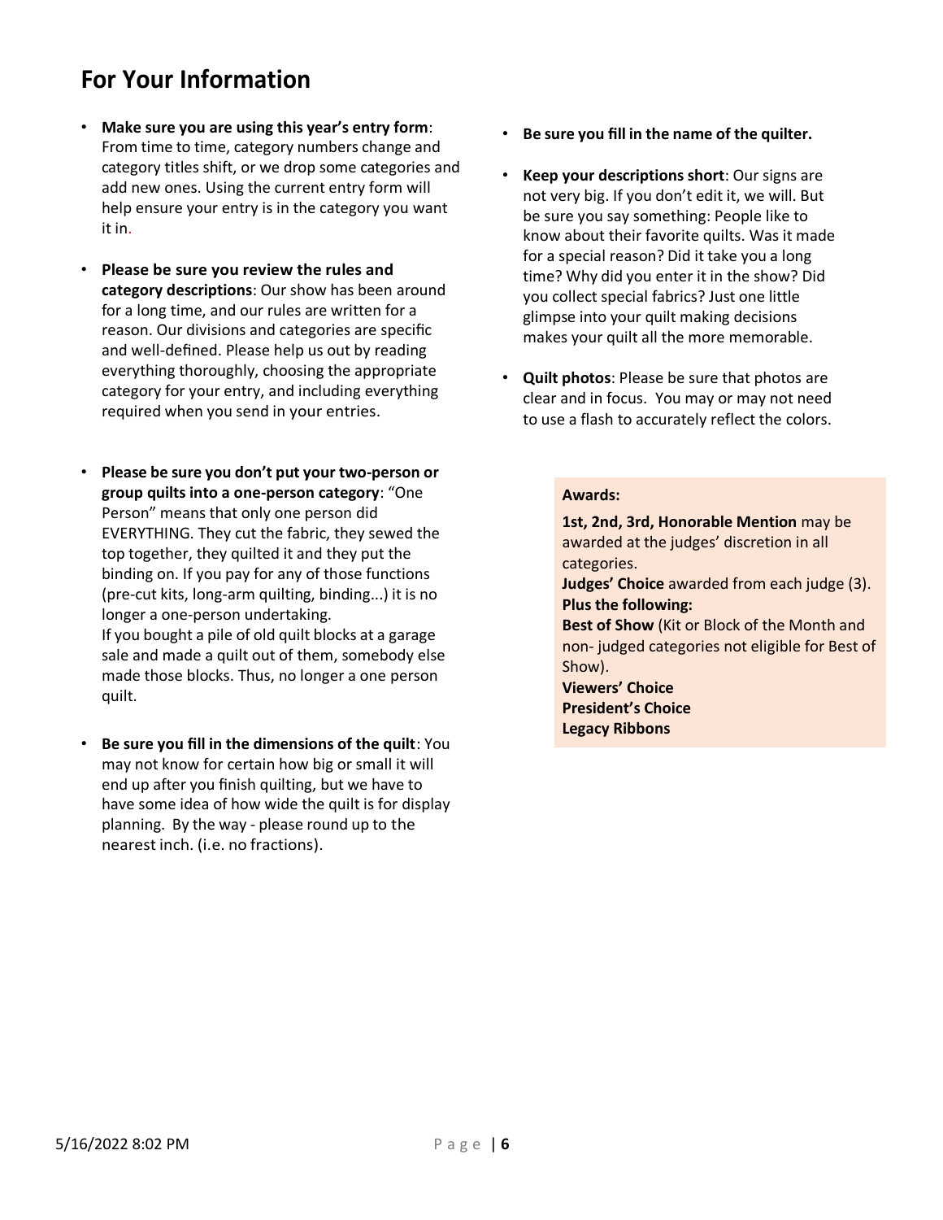# For Your Information

- **Make sure you are using this year's entry form**: From time to time, category numbers change and category titles shift, or we drop some categories and add new ones. Using the current entry form will help ensure your entry is in the category you want it in.

- **Please be sure you review the rules and category descriptions**: Our show has been around for a long time, and our rules are written for a reason. Our divisions and categories are specific and well-defined. Please help us out by reading everything thoroughly, choosing the appropriate category for your entry, and including everything required when you send in your entries.

- **Please be sure you don't put your two-person or group quilts into a one-person category**: "One Person" means that only one person did EVERYTHING. They cut the fabric, they sewed the top together, they quilted it and they put the binding on. If you pay for any of those functions (pre-cut kits, long-arm quilting, binding...) it is no longer a one-person undertaking.
  If you bought a pile of old quilt blocks at a garage sale and made a quilt out of them, somebody else made those blocks. Thus, no longer a one person quilt.

- **Be sure you fill in the dimensions of the quilt**: You may not know for certain how big or small it will end up after you finish quilting, but we have to have some idea of how wide the quilt is for display planning. By the way - please round up to the nearest inch. (i.e. no fractions).

- **Be sure you fill in the name of the quilter.**

- **Keep your descriptions short**: Our signs are not very big. If you don't edit it, we will. But be sure you say something: People like to know about their favorite quilts. Was it made for a special reason? Did it take you a long time? Why did you enter it in the show? Did you collect special fabrics? Just one little glimpse into your quilt making decisions makes your quilt all the more memorable.

- **Quilt photos**: Please be sure that photos are clear and in focus. You may or may not need to use a flash to accurately reflect the colors.

**Awards:**

**1st, 2nd, 3rd, Honorable Mention** may be awarded at the judges' discretion in all categories.
**Judges' Choice** awarded from each judge (3).
**Plus the following:**
**Best of Show** (Kit or Block of the Month and non- judged categories not eligible for Best of Show).
**Viewers' Choice**
**President's Choice**
**Legacy Ribbons**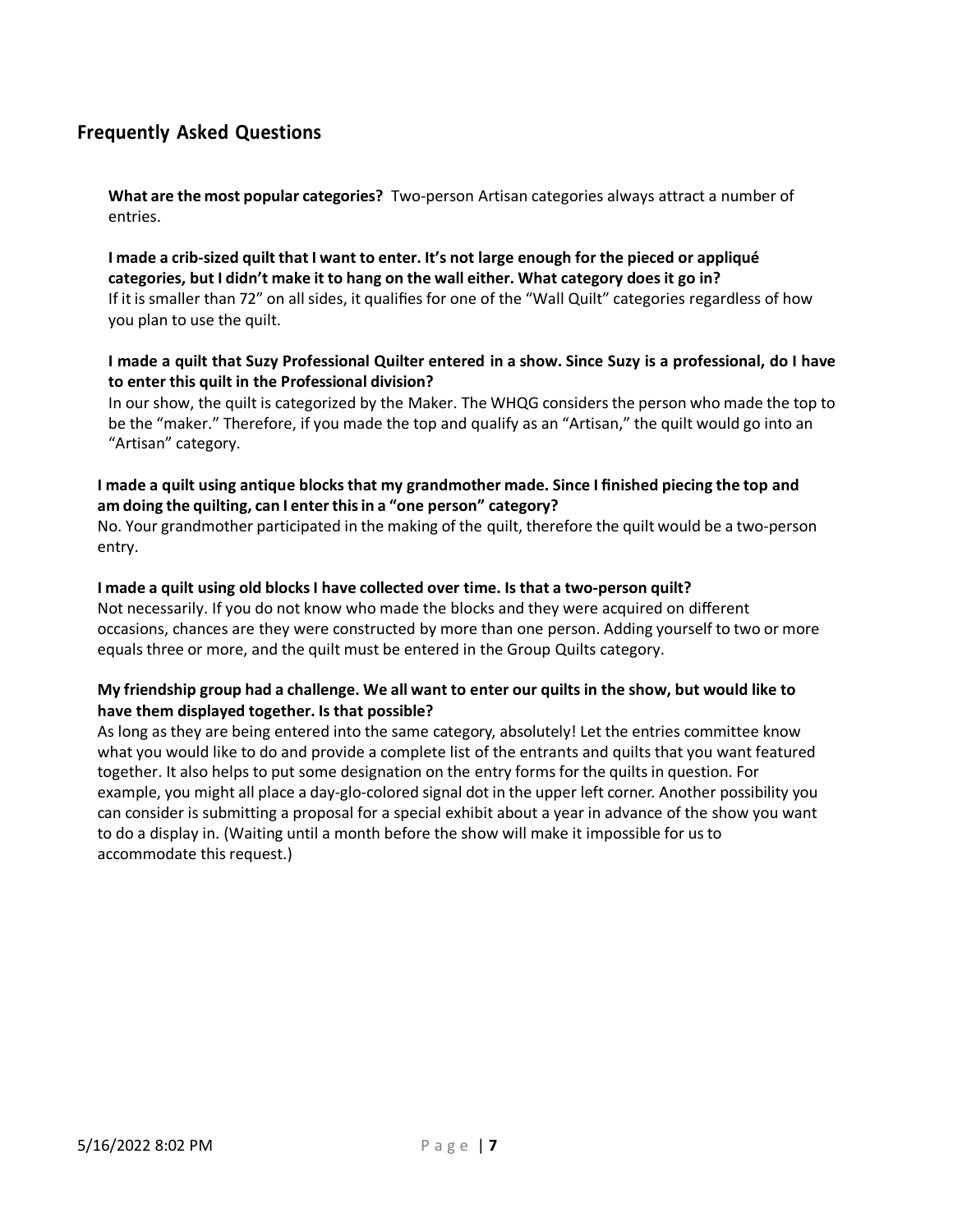## Frequently Asked Questions

**What are the most popular categories?** Two-person Artisan categories always attract a number of entries.

**I made a crib-sized quilt that I want to enter. It's not large enough for the pieced or appliqué categories, but I didn't make it to hang on the wall either. What category does it go in?**
If it is smaller than 72" on all sides, it qualifies for one of the "Wall Quilt" categories regardless of how you plan to use the quilt.

**I made a quilt that Suzy Professional Quilter entered in a show. Since Suzy is a professional, do I have to enter this quilt in the Professional division?**
In our show, the quilt is categorized by the Maker. The WHQG considers the person who made the top to be the "maker." Therefore, if you made the top and qualify as an "Artisan," the quilt would go into an "Artisan" category.

**I made a quilt using antique blocks that my grandmother made. Since I finished piecing the top and am doing the quilting, can I enter this in a "one person" category?**
No. Your grandmother participated in the making of the quilt, therefore the quilt would be a two-person entry.

**I made a quilt using old blocks I have collected over time. Is that a two-person quilt?**
Not necessarily. If you do not know who made the blocks and they were acquired on different occasions, chances are they were constructed by more than one person. Adding yourself to two or more equals three or more, and the quilt must be entered in the Group Quilts category.

**My friendship group had a challenge. We all want to enter our quilts in the show, but would like to have them displayed together. Is that possible?**
As long as they are being entered into the same category, absolutely! Let the entries committee know what you would like to do and provide a complete list of the entrants and quilts that you want featured together. It also helps to put some designation on the entry forms for the quilts in question. For example, you might all place a day-glo-colored signal dot in the upper left corner. Another possibility you can consider is submitting a proposal for a special exhibit about a year in advance of the show you want to do a display in. (Waiting until a month before the show will make it impossible for us to accommodate this request.)